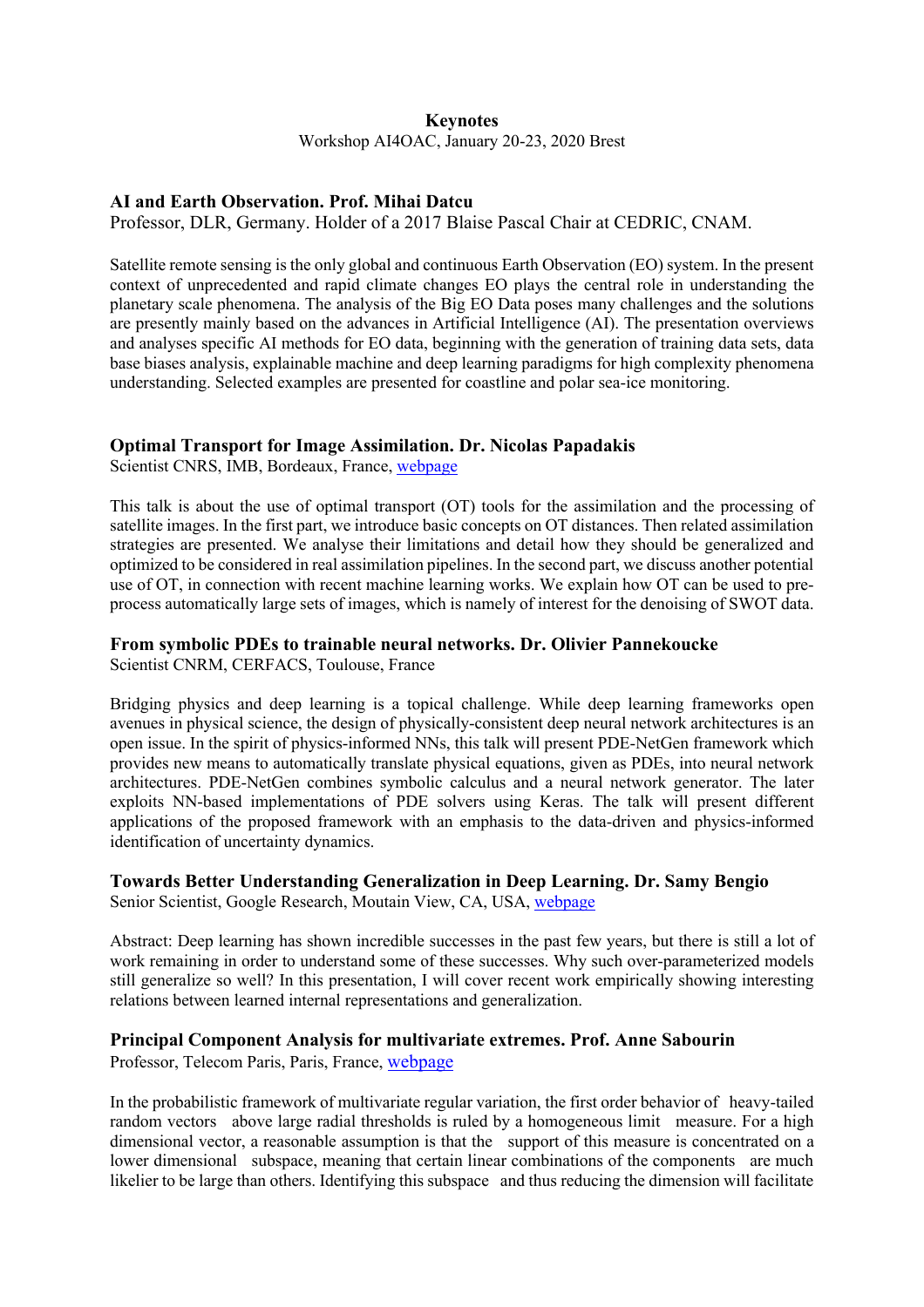# Keynotes

Workshop AI4OAC, January 20-23, 2020 Brest

## AI and Earth Observation. Prof. Mihai Datcu

Professor, DLR, Germany. Holder of a 2017 Blaise Pascal Chair at CEDRIC, CNAM.

Satellite remote sensing is the only global and continuous Earth Observation (EO) system. In the present context of unprecedented and rapid climate changes EO plays the central role in understanding the planetary scale phenomena. The analysis of the Big EO Data poses many challenges and the solutions are presently mainly based on the advances in Artificial Intelligence (AI). The presentation overviews and analyses specific AI methods for EO data, beginning with the generation of training data sets, data base biases analysis, explainable machine and deep learning paradigms for high complexity phenomena understanding. Selected examples are presented for coastline and polar sea-ice monitoring.

## Optimal Transport for Image Assimilation. Dr. Nicolas Papadakis

Scientist CNRS, IMB, Bordeaux, France, webpage

This talk is about the use of optimal transport (OT) tools for the assimilation and the processing of satellite images. In the first part, we introduce basic concepts on OT distances. Then related assimilation strategies are presented. We analyse their limitations and detail how they should be generalized and optimized to be considered in real assimilation pipelines. In the second part, we discuss another potential use of OT, in connection with recent machine learning works. We explain how OT can be used to pre-process automatically large sets of images, which is namely of interest for the denoising of SWOT data.

## From symbolic PDEs to trainable neural networks. Dr. Olivier Pannekoucke

Scientist CNRM, CERFACS, Toulouse, France

Bridging physics and deep learning is a topical challenge. While deep learning frameworks open avenues in physical science, the design of physically-consistent deep neural network architectures is an open issue. In the spirit of physics-informed NNs, this talk will present PDE-NetGen framework which provides new means to automatically translate physical equations, given as PDEs, into neural network architectures. PDE-NetGen combines symbolic calculus and a neural network generator. The later exploits NN-based implementations of PDE solvers using Keras. The talk will present different applications of the proposed framework with an emphasis to the data-driven and physics-informed identification of uncertainty dynamics.

## Towards Better Understanding Generalization in Deep Learning. Dr. Samy Bengio

Senior Scientist, Google Research, Moutain View, CA, USA, webpage

Abstract: Deep learning has shown incredible successes in the past few years, but there is still a lot of work remaining in order to understand some of these successes. Why such over-parameterized models still generalize so well? In this presentation, I will cover recent work empirically showing interesting relations between learned internal representations and generalization.

## Principal Component Analysis for multivariate extremes. Prof. Anne Sabourin

Professor, Telecom Paris, Paris, France, webpage

In the probabilistic framework of multivariate regular variation, the first order behavior of heavy-tailed random vectors above large radial thresholds is ruled by a homogeneous limit measure. For a high dimensional vector, a reasonable assumption is that the support of this measure is concentrated on a lower dimensional subspace, meaning that certain linear combinations of the components are much likelier to be large than others. Identifying this subspace and thus reducing the dimension will facilitate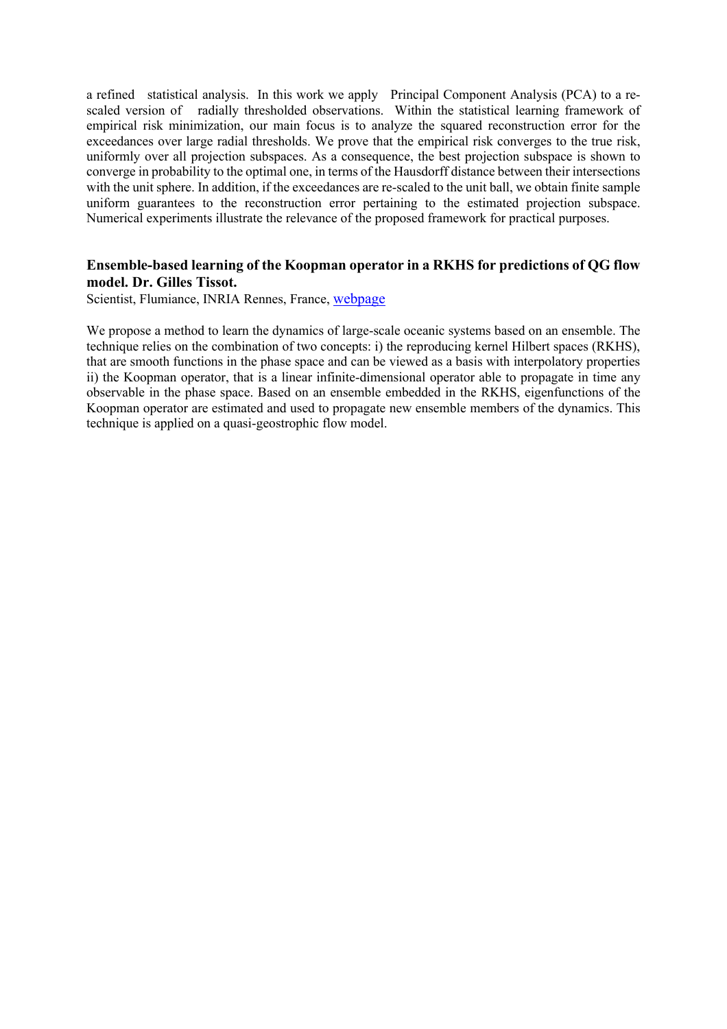a refined statistical analysis. In this work we apply Principal Component Analysis (PCA) to a re-scaled version of radially thresholded observations. Within the statistical learning framework of empirical risk minimization, our main focus is to analyze the squared reconstruction error for the exceedances over large radial thresholds. We prove that the empirical risk converges to the true risk, uniformly over all projection subspaces. As a consequence, the best projection subspace is shown to converge in probability to the optimal one, in terms of the Hausdorff distance between their intersections with the unit sphere. In addition, if the exceedances are re-scaled to the unit ball, we obtain finite sample uniform guarantees to the reconstruction error pertaining to the estimated projection subspace. Numerical experiments illustrate the relevance of the proposed framework for practical purposes.

**Ensemble-based learning of the Koopman operator in a RKHS for predictions of QG flow model. Dr. Gilles Tissot.**
Scientist, Flumiance, INRIA Rennes, France, webpage

We propose a method to learn the dynamics of large-scale oceanic systems based on an ensemble. The technique relies on the combination of two concepts: i) the reproducing kernel Hilbert spaces (RKHS), that are smooth functions in the phase space and can be viewed as a basis with interpolatory properties ii) the Koopman operator, that is a linear infinite-dimensional operator able to propagate in time any observable in the phase space. Based on an ensemble embedded in the RKHS, eigenfunctions of the Koopman operator are estimated and used to propagate new ensemble members of the dynamics. This technique is applied on a quasi-geostrophic flow model.